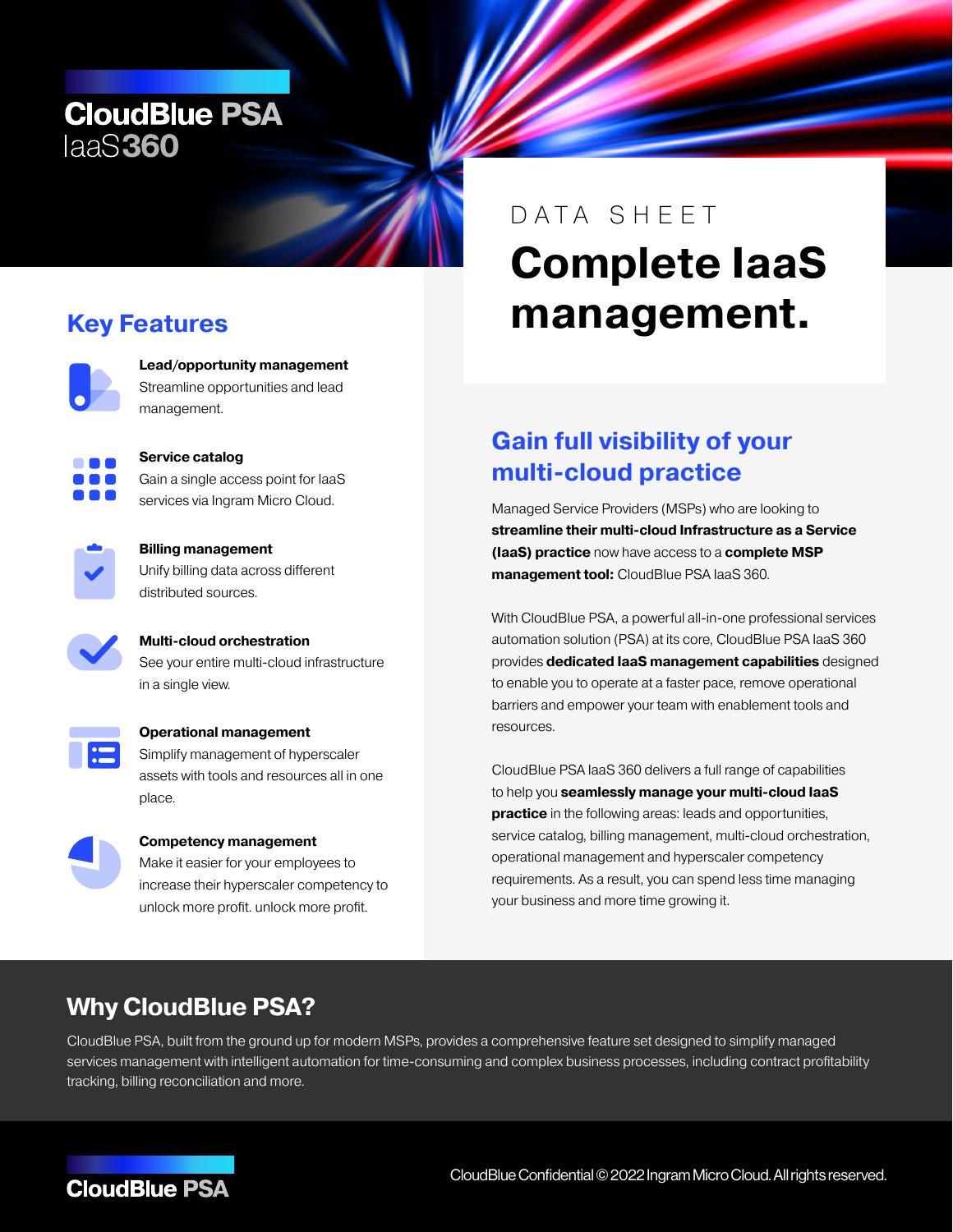# CloudBlue PSA IaaS 360

DATA SHEET

# Complete IaaS management.

## Key Features

**Lead/opportunity management**
Streamline opportunities and lead management.

**Service catalog**
Gain a single access point for IaaS services via Ingram Micro Cloud.

**Billing management**
Unify billing data across different distributed sources.

**Multi-cloud orchestration**
See your entire multi-cloud infrastructure in a single view.

**Operational management**
Simplify management of hyperscaler assets with tools and resources all in one place.

**Competency management**
Make it easier for your employees to increase their hyperscaler competency to unlock more profit. unlock more profit.

## Gain full visibility of your multi-cloud practice

Managed Service Providers (MSPs) who are looking to **streamline their multi-cloud Infrastructure as a Service (IaaS) practice** now have access to a **complete MSP management tool:** CloudBlue PSA IaaS 360.

With CloudBlue PSA, a powerful all-in-one professional services automation solution (PSA) at its core, CloudBlue PSA IaaS 360 provides **dedicated IaaS management capabilities** designed to enable you to operate at a faster pace, remove operational barriers and empower your team with enablement tools and resources.

CloudBlue PSA IaaS 360 delivers a full range of capabilities to help you **seamlessly manage your multi-cloud IaaS practice** in the following areas: leads and opportunities, service catalog, billing management, multi-cloud orchestration, operational management and hyperscaler competency requirements. As a result, you can spend less time managing your business and more time growing it.

## Why CloudBlue PSA?

CloudBlue PSA, built from the ground up for modern MSPs, provides a comprehensive feature set designed to simplify managed services management with intelligent automation for time-consuming and complex business processes, including contract profitability tracking, billing reconciliation and more.

CloudBlue PSA

CloudBlue Confidential © 2022 Ingram Micro Cloud. All rights reserved.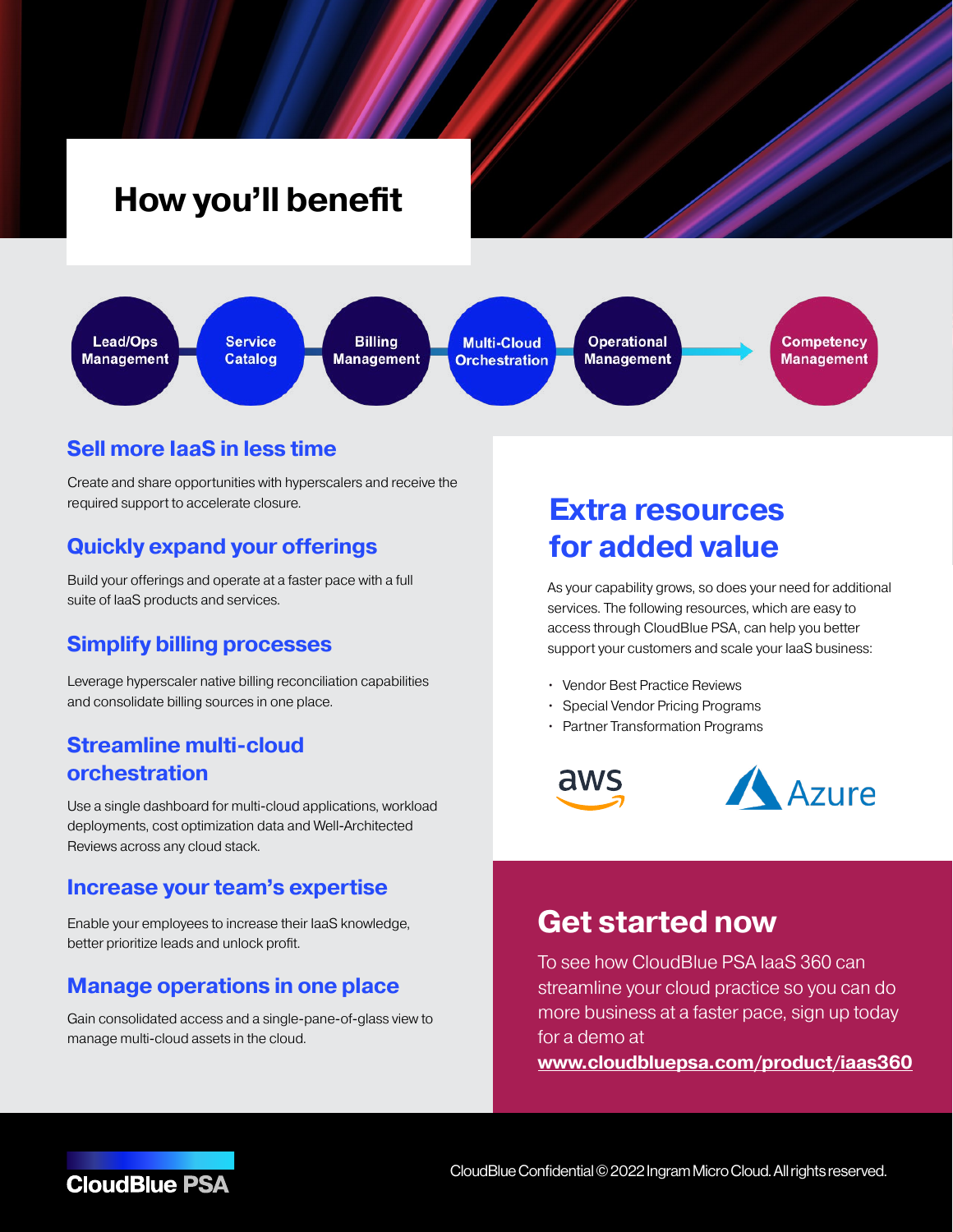# How you'll benefit

Lead/Ops Management → Service Catalog → Billing Management → Multi-Cloud Orchestration → Operational Management → Competency Management

## Sell more IaaS in less time

Create and share opportunities with hyperscalers and receive the required support to accelerate closure.

## Quickly expand your offerings

Build your offerings and operate at a faster pace with a full suite of IaaS products and services.

## Simplify billing processes

Leverage hyperscaler native billing reconciliation capabilities and consolidate billing sources in one place.

## Streamline multi-cloud orchestration

Use a single dashboard for multi-cloud applications, workload deployments, cost optimization data and Well-Architected Reviews across any cloud stack.

## Increase your team's expertise

Enable your employees to increase their IaaS knowledge, better prioritize leads and unlock profit.

## Manage operations in one place

Gain consolidated access and a single-pane-of-glass view to manage multi-cloud assets in the cloud.

## Extra resources for added value

As your capability grows, so does your need for additional services. The following resources, which are easy to access through CloudBlue PSA, can help you better support your customers and scale your IaaS business:

- Vendor Best Practice Reviews
- Special Vendor Pricing Programs
- Partner Transformation Programs

aws

Azure

## Get started now

To see how CloudBlue PSA IaaS 360 can streamline your cloud practice so you can do more business at a faster pace, sign up today for a demo at **www.cloudbluepsa.com/product/iaas360**

CloudBlue PSA

CloudBlue Confidential © 2022 Ingram Micro Cloud. All rights reserved.